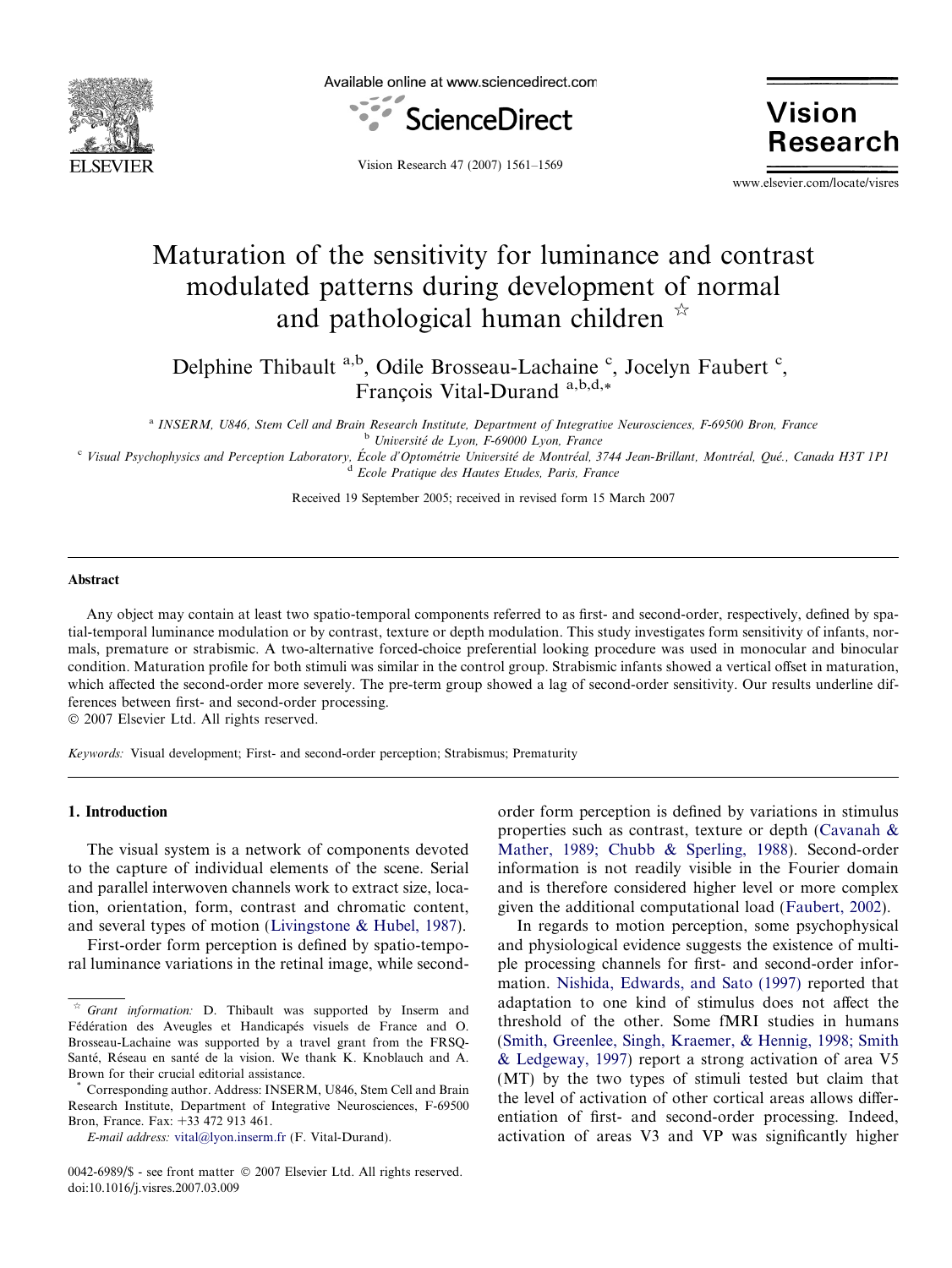# Maturation of the sensitivity for luminance and contrast modulated patterns during development of normal and pathological human children ☆

Delphine Thibault [a,b], Odile Brosseau-Lachaine [c], Jocelyn Faubert [c], François Vital-Durand [a,b,d,*]

[a] *INSERM, U846, Stem Cell and Brain Research Institute, Department of Integrative Neurosciences, F-69500 Bron, France*
[b] *Université de Lyon, F-69000 Lyon, France*
[c] *Visual Psychophysics and Perception Laboratory, École d'Optométrie Université de Montréal, 3744 Jean-Brillant, Montréal, Qué., Canada H3T 1P1*
[d] *Ecole Pratique des Hautes Etudes, Paris, France*

Received 19 September 2005; received in revised form 15 March 2007

## Abstract

Any object may contain at least two spatio-temporal components referred to as first- and second-order, respectively, defined by spatial-temporal luminance modulation or by contrast, texture or depth modulation. This study investigates form sensitivity of infants, normals, premature or strabismic. A two-alternative forced-choice preferential looking procedure was used in monocular and binocular condition. Maturation profile for both stimuli was similar in the control group. Strabismic infants showed a vertical offset in maturation, which affected the second-order more severely. The pre-term group showed a lag of second-order sensitivity. Our results underline differences between first- and second-order processing.

© 2007 Elsevier Ltd. All rights reserved.

*Keywords:* Visual development; First- and second-order perception; Strabismus; Prematurity

## 1. Introduction

The visual system is a network of components devoted to the capture of individual elements of the scene. Serial and parallel interwoven channels work to extract size, location, orientation, form, contrast and chromatic content, and several types of motion (Livingstone & Hubel, 1987).

First-order form perception is defined by spatio-temporal luminance variations in the retinal image, while second-order form perception is defined by variations in stimulus properties such as contrast, texture or depth (Cavanah & Mather, 1989; Chubb & Sperling, 1988). Second-order information is not readily visible in the Fourier domain and is therefore considered higher level or more complex given the additional computational load (Faubert, 2002).

In regards to motion perception, some psychophysical and physiological evidence suggests the existence of multiple processing channels for first- and second-order information. Nishida, Edwards, and Sato (1997) reported that adaptation to one kind of stimulus does not affect the threshold of the other. Some fMRI studies in humans (Smith, Greenlee, Singh, Kraemer, & Hennig, 1998; Smith & Ledgeway, 1997) report a strong activation of area V5 (MT) by the two types of stimuli tested but claim that the level of activation of other cortical areas allows differentiation of first- and second-order processing. Indeed, activation of areas V3 and VP was significantly higher

---

☆ *Grant information:* D. Thibault was supported by Inserm and Fédération des Aveugles et Handicapés visuels de France and O. Brosseau-Lachaine was supported by a travel grant from the FRSQ-Santé, Réseau en santé de la vision. We thank K. Knoblauch and A. Brown for their crucial editorial assistance.

\* Corresponding author. Address: INSERM, U846, Stem Cell and Brain Research Institute, Department of Integrative Neurosciences, F-69500 Bron, France. Fax: +33 472 913 461.

*E-mail address:* vital@lyon.inserm.fr (F. Vital-Durand).

0042-6989/$ - see front matter © 2007 Elsevier Ltd. All rights reserved.
doi:10.1016/j.visres.2007.03.009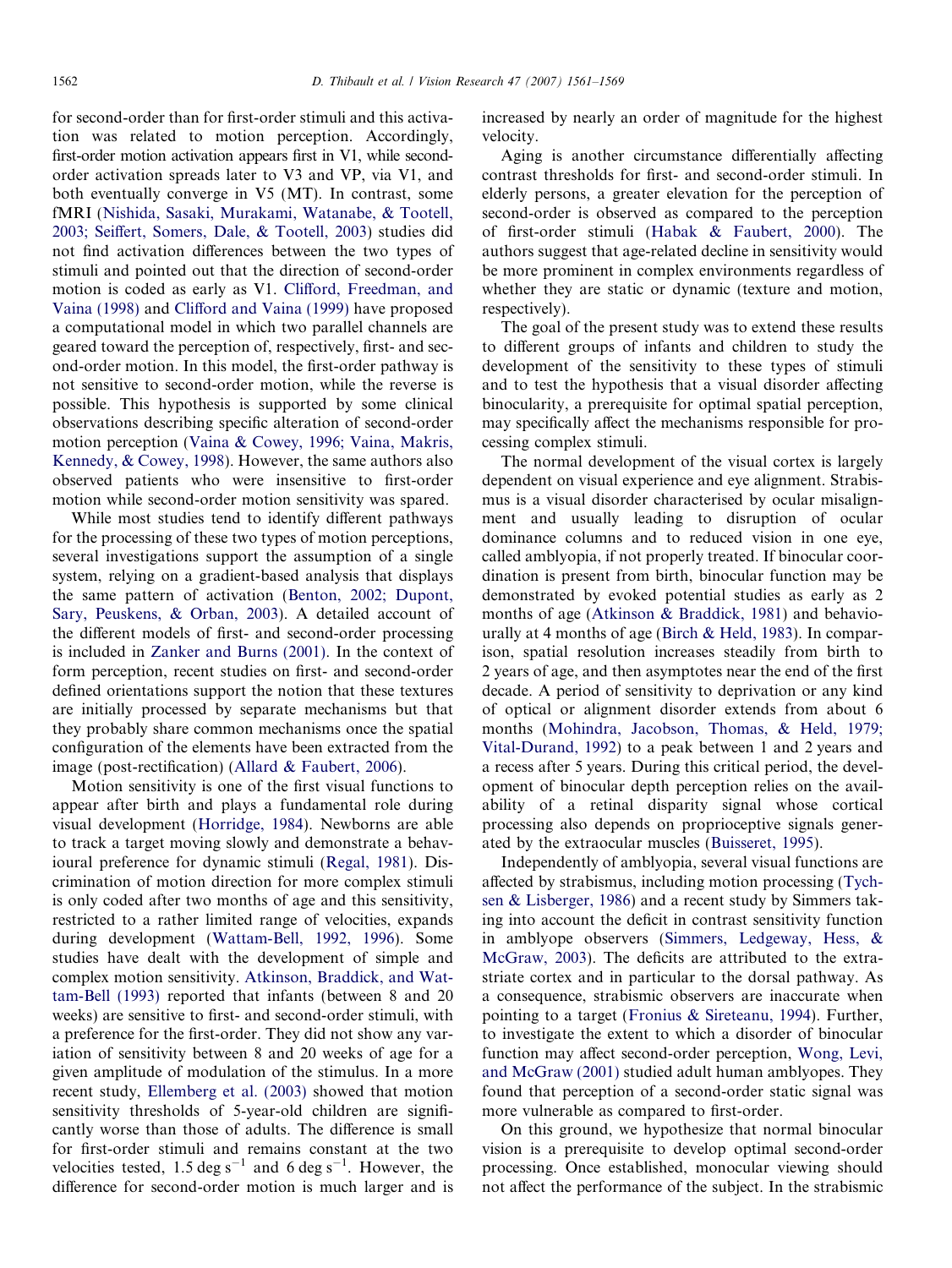for second-order than for first-order stimuli and this activation was related to motion perception. Accordingly, first-order motion activation appears first in V1, while second-order activation spreads later to V3 and VP, via V1, and both eventually converge in V5 (MT). In contrast, some fMRI (Nishida, Sasaki, Murakami, Watanabe, & Tootell, 2003; Seiffert, Somers, Dale, & Tootell, 2003) studies did not find activation differences between the two types of stimuli and pointed out that the direction of second-order motion is coded as early as V1. Clifford, Freedman, and Vaina (1998) and Clifford and Vaina (1999) have proposed a computational model in which two parallel channels are geared toward the perception of, respectively, first- and second-order motion. In this model, the first-order pathway is not sensitive to second-order motion, while the reverse is possible. This hypothesis is supported by some clinical observations describing specific alteration of second-order motion perception (Vaina & Cowey, 1996; Vaina, Makris, Kennedy, & Cowey, 1998). However, the same authors also observed patients who were insensitive to first-order motion while second-order motion sensitivity was spared.

While most studies tend to identify different pathways for the processing of these two types of motion perceptions, several investigations support the assumption of a single system, relying on a gradient-based analysis that displays the same pattern of activation (Benton, 2002; Dupont, Sary, Peuskens, & Orban, 2003). A detailed account of the different models of first- and second-order processing is included in Zanker and Burns (2001). In the context of form perception, recent studies on first- and second-order defined orientations support the notion that these textures are initially processed by separate mechanisms but that they probably share common mechanisms once the spatial configuration of the elements have been extracted from the image (post-rectification) (Allard & Faubert, 2006).

Motion sensitivity is one of the first visual functions to appear after birth and plays a fundamental role during visual development (Horridge, 1984). Newborns are able to track a target moving slowly and demonstrate a behavioural preference for dynamic stimuli (Regal, 1981). Discrimination of motion direction for more complex stimuli is only coded after two months of age and this sensitivity, restricted to a rather limited range of velocities, expands during development (Wattam-Bell, 1992, 1996). Some studies have dealt with the development of simple and complex motion sensitivity. Atkinson, Braddick, and Wattam-Bell (1993) reported that infants (between 8 and 20 weeks) are sensitive to first- and second-order stimuli, with a preference for the first-order. They did not show any variation of sensitivity between 8 and 20 weeks of age for a given amplitude of modulation of the stimulus. In a more recent study, Ellemberg et al. (2003) showed that motion sensitivity thresholds of 5-year-old children are significantly worse than those of adults. The difference is small for first-order stimuli and remains constant at the two velocities tested, 1.5 deg $s^{-1}$ and 6 deg $s^{-1}$. However, the difference for second-order motion is much larger and is increased by nearly an order of magnitude for the highest velocity.

Aging is another circumstance differentially affecting contrast thresholds for first- and second-order stimuli. In elderly persons, a greater elevation for the perception of second-order is observed as compared to the perception of first-order stimuli (Habak & Faubert, 2000). The authors suggest that age-related decline in sensitivity would be more prominent in complex environments regardless of whether they are static or dynamic (texture and motion, respectively).

The goal of the present study was to extend these results to different groups of infants and children to study the development of the sensitivity to these types of stimuli and to test the hypothesis that a visual disorder affecting binocularity, a prerequisite for optimal spatial perception, may specifically affect the mechanisms responsible for processing complex stimuli.

The normal development of the visual cortex is largely dependent on visual experience and eye alignment. Strabismus is a visual disorder characterised by ocular misalignment and usually leading to disruption of ocular dominance columns and to reduced vision in one eye, called amblyopia, if not properly treated. If binocular coordination is present from birth, binocular function may be demonstrated by evoked potential studies as early as 2 months of age (Atkinson & Braddick, 1981) and behaviourally at 4 months of age (Birch & Held, 1983). In comparison, spatial resolution increases steadily from birth to 2 years of age, and then asymptotes near the end of the first decade. A period of sensitivity to deprivation or any kind of optical or alignment disorder extends from about 6 months (Mohindra, Jacobson, Thomas, & Held, 1979; Vital-Durand, 1992) to a peak between 1 and 2 years and a recess after 5 years. During this critical period, the development of binocular depth perception relies on the availability of a retinal disparity signal whose cortical processing also depends on proprioceptive signals generated by the extraocular muscles (Buisseret, 1995).

Independently of amblyopia, several visual functions are affected by strabismus, including motion processing (Tychsen & Lisberger, 1986) and a recent study by Simmers taking into account the deficit in contrast sensitivity function in amblyope observers (Simmers, Ledgeway, Hess, & McGraw, 2003). The deficits are attributed to the extrastriate cortex and in particular to the dorsal pathway. As a consequence, strabismic observers are inaccurate when pointing to a target (Fronius & Sireteanu, 1994). Further, to investigate the extent to which a disorder of binocular function may affect second-order perception, Wong, Levi, and McGraw (2001) studied adult human amblyopes. They found that perception of a second-order static signal was more vulnerable as compared to first-order.

On this ground, we hypothesize that normal binocular vision is a prerequisite to develop optimal second-order processing. Once established, monocular viewing should not affect the performance of the subject. In the strabismic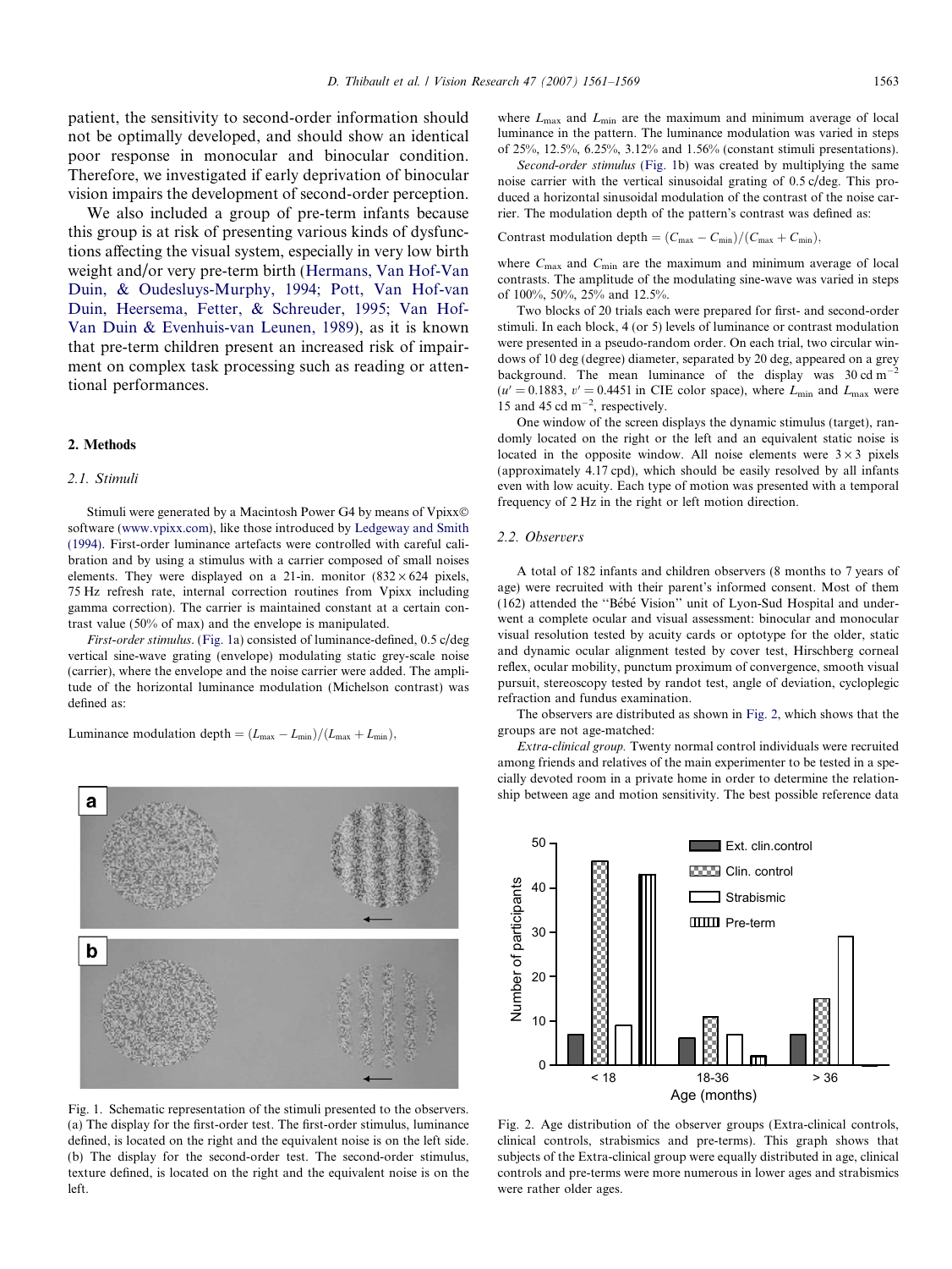patient, the sensitivity to second-order information should not be optimally developed, and should show an identical poor response in monocular and binocular condition. Therefore, we investigated if early deprivation of binocular vision impairs the development of second-order perception.

We also included a group of pre-term infants because this group is at risk of presenting various kinds of dysfunctions affecting the visual system, especially in very low birth weight and/or very pre-term birth (Hermans, Van Hof-Van Duin, & Oudesluys-Murphy, 1994; Pott, Van Hof-van Duin, Heersema, Fetter, & Schreuder, 1995; Van Hof-Van Duin & Evenhuis-van Leunen, 1989), as it is known that pre-term children present an increased risk of impairment on complex task processing such as reading or attentional performances.

## 2. Methods

### 2.1. Stimuli

Stimuli were generated by a Macintosh Power G4 by means of Vpixx© software (www.vpixx.com), like those introduced by Ledgeway and Smith (1994). First-order luminance artefacts were controlled with careful calibration and by using a stimulus with a carrier composed of small noises elements. They were displayed on a 21-in. monitor ($832 \times 624$ pixels, 75 Hz refresh rate, internal correction routines from Vpixx including gamma correction). The carrier is maintained constant at a certain contrast value (50% of max) and the envelope is manipulated.

*First-order stimulus.* (Fig. 1a) consisted of luminance-defined, 0.5 c/deg vertical sine-wave grating (envelope) modulating static grey-scale noise (carrier), where the envelope and the noise carrier were added. The amplitude of the horizontal luminance modulation (Michelson contrast) was defined as:

$$\text{Luminance modulation depth} = (L_{\max} - L_{\min})/(L_{\max} + L_{\min}),$$

where $L_{\max}$ and $L_{\min}$ are the maximum and minimum average of local luminance in the pattern. The luminance modulation was varied in steps of 25%, 12.5%, 6.25%, 3.12% and 1.56% (constant stimuli presentations).

*Second-order stimulus* (Fig. 1b) was created by multiplying the same noise carrier with the vertical sinusoidal grating of 0.5 c/deg. This produced a horizontal sinusoidal modulation of the contrast of the noise carrier. The modulation depth of the pattern's contrast was defined as:

$$\text{Contrast modulation depth} = (C_{\max} - C_{\min})/(C_{\max} + C_{\min}),$$

where $C_{\max}$ and $C_{\min}$ are the maximum and minimum average of local contrasts. The amplitude of the modulating sine-wave was varied in steps of 100%, 50%, 25% and 12.5%.

Two blocks of 20 trials each were prepared for first- and second-order stimuli. In each block, 4 (or 5) levels of luminance or contrast modulation were presented in a pseudo-random order. On each trial, two circular windows of 10 deg (degree) diameter, separated by 20 deg, appeared on a grey background. The mean luminance of the display was 30 cd m$^{-2}$ ($u' = 0.1883$, $v' = 0.4451$ in CIE color space), where $L_{\min}$ and $L_{\max}$ were 15 and 45 cd m$^{-2}$, respectively.

One window of the screen displays the dynamic stimulus (target), randomly located on the right or the left and an equivalent static noise is located in the opposite window. All noise elements were $3 \times 3$ pixels (approximately 4.17 cpd), which should be easily resolved by all infants even with low acuity. Each type of motion was presented with a temporal frequency of 2 Hz in the right or left motion direction.

Fig. 1. Schematic representation of the stimuli presented to the observers. (a) The display for the first-order test. The first-order stimulus, luminance defined, is located on the right and the equivalent noise is on the left side. (b) The display for the second-order test. The second-order stimulus, texture defined, is located on the right and the equivalent noise is on the left.

### 2.2. Observers

A total of 182 infants and children observers (8 months to 7 years of age) were recruited with their parent's informed consent. Most of them (162) attended the ''Bébé Vision'' unit of Lyon-Sud Hospital and underwent a complete ocular and visual assessment: binocular and monocular visual resolution tested by acuity cards or optotype for the older, static and dynamic ocular alignment tested by cover test, Hirschberg corneal reflex, ocular mobility, punctum proximum of convergence, smooth visual pursuit, stereoscopy tested by randot test, angle of deviation, cycloplegic refraction and fundus examination.

The observers are distributed as shown in Fig. 2, which shows that the groups are not age-matched:

*Extra-clinical group.* Twenty normal control individuals were recruited among friends and relatives of the main experimenter to be tested in a specially devoted room in a private home in order to determine the relationship between age and motion sensitivity. The best possible reference data

Fig. 2. Age distribution of the observer groups (Extra-clinical controls, clinical controls, strabismics and pre-terms). This graph shows that subjects of the Extra-clinical group were equally distributed in age, clinical controls and pre-terms were more numerous in lower ages and strabismics were rather older ages.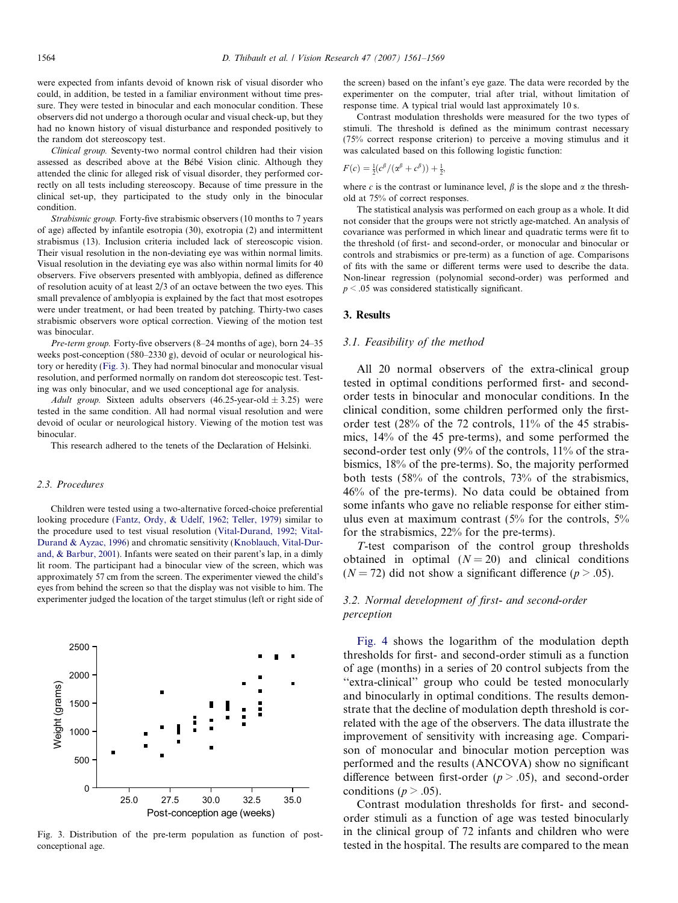were expected from infants devoid of known risk of visual disorder who could, in addition, be tested in a familiar environment without time pressure. They were tested in binocular and each monocular condition. These observers did not undergo a thorough ocular and visual check-up, but they had no known history of visual disturbance and responded positively to the random dot stereoscopy test.

*Clinical group.* Seventy-two normal control children had their vision assessed as described above at the Bébé Vision clinic. Although they attended the clinic for alleged risk of visual disorder, they performed correctly on all tests including stereoscopy. Because of time pressure in the clinical set-up, they participated to the study only in the binocular condition.

*Strabismic group.* Forty-five strabismic observers (10 months to 7 years of age) affected by infantile esotropia (30), exotropia (2) and intermittent strabismus (13). Inclusion criteria included lack of stereoscopic vision. Their visual resolution in the non-deviating eye was within normal limits. Visual resolution in the deviating eye was also within normal limits for 40 observers. Five observers presented with amblyopia, defined as difference of resolution acuity of at least 2/3 of an octave between the two eyes. This small prevalence of amblyopia is explained by the fact that most esotropes were under treatment, or had been treated by patching. Thirty-two cases strabismic observers wore optical correction. Viewing of the motion test was binocular.

*Pre-term group.* Forty-five observers (8–24 months of age), born 24–35 weeks post-conception (580–2330 g), devoid of ocular or neurological history or heredity (Fig. 3). They had normal binocular and monocular visual resolution, and performed normally on random dot stereoscopic test. Testing was only binocular, and we used conceptional age for analysis.

*Adult group.* Sixteen adults observers (46.25-year-old ± 3.25) were tested in the same condition. All had normal visual resolution and were devoid of ocular or neurological history. Viewing of the motion test was binocular.

This research adhered to the tenets of the Declaration of Helsinki.

### 2.3. Procedures

Children were tested using a two-alternative forced-choice preferential looking procedure (Fantz, Ordy, & Udelf, 1962; Teller, 1979) similar to the procedure used to test visual resolution (Vital-Durand, 1992; Vital-Durand & Ayzac, 1996) and chromatic sensitivity (Knoblauch, Vital-Durand, & Barbur, 2001). Infants were seated on their parent's lap, in a dimly lit room. The participant had a binocular view of the screen, which was approximately 57 cm from the screen. The experimenter viewed the child's eyes from behind the screen so that the display was not visible to him. The experimenter judged the location of the target stimulus (left or right side of the screen) based on the infant's eye gaze. The data were recorded by the experimenter on the computer, trial after trial, without limitation of response time. A typical trial would last approximately 10 s.

Fig. 3. Distribution of the pre-term population as function of post-conceptional age.

Contrast modulation thresholds were measured for the two types of stimuli. The threshold is defined as the minimum contrast necessary (75% correct response criterion) to perceive a moving stimulus and it was calculated based on this following logistic function:

$$F(c) = \tfrac{1}{2}(c^{\beta}/(\alpha^{\beta} + c^{\beta})) + \tfrac{1}{2},$$

where $c$ is the contrast or luminance level, $\beta$ is the slope and $\alpha$ the threshold at 75% of correct responses.

The statistical analysis was performed on each group as a whole. It did not consider that the groups were not strictly age-matched. An analysis of covariance was performed in which linear and quadratic terms were fit to the threshold (of first- and second-order, or monocular and binocular or controls and strabismics or pre-term) as a function of age. Comparisons of fits with the same or different terms were used to describe the data. Non-linear regression (polynomial second-order) was performed and $p < .05$ was considered statistically significant.

## 3. Results

### 3.1. Feasibility of the method

All 20 normal observers of the extra-clinical group tested in optimal conditions performed first- and second-order tests in binocular and monocular conditions. In the clinical condition, some children performed only the first-order test (28% of the 72 controls, 11% of the 45 strabismics, 14% of the 45 pre-terms), and some performed the second-order test only (9% of the controls, 11% of the strabismics, 18% of the pre-terms). So, the majority performed both tests (58% of the controls, 73% of the strabismics, 46% of the pre-terms). No data could be obtained from some infants who gave no reliable response for either stimulus even at maximum contrast (5% for the controls, 5% for the strabismics, 22% for the pre-terms).

*T*-test comparison of the control group thresholds obtained in optimal ($N = 20$) and clinical conditions ($N = 72$) did not show a significant difference ($p > .05$).

### 3.2. Normal development of first- and second-order perception

Fig. 4 shows the logarithm of the modulation depth thresholds for first- and second-order stimuli as a function of age (months) in a series of 20 control subjects from the "extra-clinical" group who could be tested monocularly and binocularly in optimal conditions. The results demonstrate that the decline of modulation depth threshold is correlated with the age of the observers. The data illustrate the improvement of sensitivity with increasing age. Comparison of monocular and binocular motion perception was performed and the results (ANCOVA) show no significant difference between first-order ($p > .05$), and second-order conditions ($p > .05$).

Contrast modulation thresholds for first- and second-order stimuli as a function of age was tested binocularly in the clinical group of 72 infants and children who were tested in the hospital. The results are compared to the mean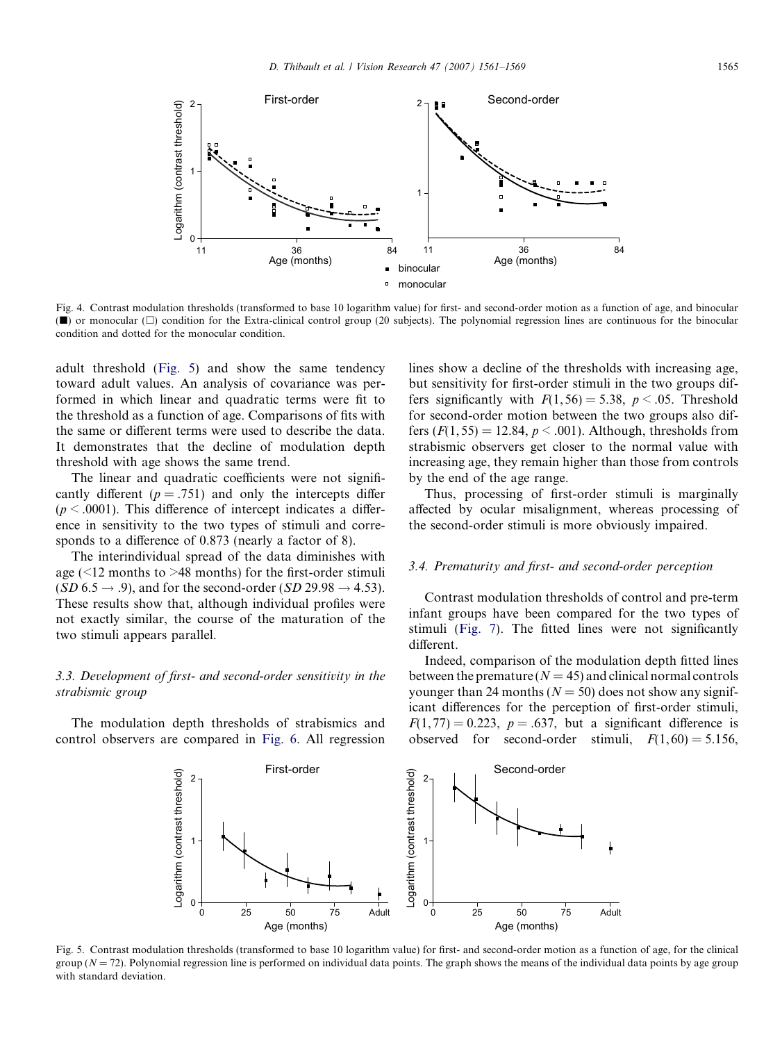Fig. 4. Contrast modulation thresholds (transformed to base 10 logarithm value) for first- and second-order motion as a function of age, and binocular (■) or monocular (□) condition for the Extra-clinical control group (20 subjects). The polynomial regression lines are continuous for the binocular condition and dotted for the monocular condition.

adult threshold (Fig. 5) and show the same tendency toward adult values. An analysis of covariance was performed in which linear and quadratic terms were fit to the threshold as a function of age. Comparisons of fits with the same or different terms were used to describe the data. It demonstrates that the decline of modulation depth threshold with age shows the same trend.

The linear and quadratic coefficients were not significantly different ($p = .751$) and only the intercepts differ ($p < .0001$). This difference of intercept indicates a difference in sensitivity to the two types of stimuli and corresponds to a difference of 0.873 (nearly a factor of 8).

The interindividual spread of the data diminishes with age (<12 months to >48 months) for the first-order stimuli ($SD$ 6.5 → .9), and for the second-order ($SD$ 29.98 → 4.53). These results show that, although individual profiles were not exactly similar, the course of the maturation of the two stimuli appears parallel.

### 3.3. Development of first- and second-order sensitivity in the strabismic group

The modulation depth thresholds of strabismics and control observers are compared in Fig. 6. All regression lines show a decline of the thresholds with increasing age, but sensitivity for first-order stimuli in the two groups differs significantly with $F(1,56) = 5.38$, $p < .05$. Threshold for second-order motion between the two groups also differs ($F(1,55) = 12.84$, $p < .001$). Although, thresholds from strabismic observers get closer to the normal value with increasing age, they remain higher than those from controls by the end of the age range.

Thus, processing of first-order stimuli is marginally affected by ocular misalignment, whereas processing of the second-order stimuli is more obviously impaired.

### 3.4. Prematurity and first- and second-order perception

Contrast modulation thresholds of control and pre-term infant groups have been compared for the two types of stimuli (Fig. 7). The fitted lines were not significantly different.

Indeed, comparison of the modulation depth fitted lines between the premature ($N = 45$) and clinical normal controls younger than 24 months ($N = 50$) does not show any significant differences for the perception of first-order stimuli, $F(1,77) = 0.223$, $p = .637$, but a significant difference is observed for second-order stimuli, $F(1,60) = 5.156$,

Fig. 5. Contrast modulation thresholds (transformed to base 10 logarithm value) for first- and second-order motion as a function of age, for the clinical group ($N = 72$). Polynomial regression line is performed on individual data points. The graph shows the means of the individual data points by age group with standard deviation.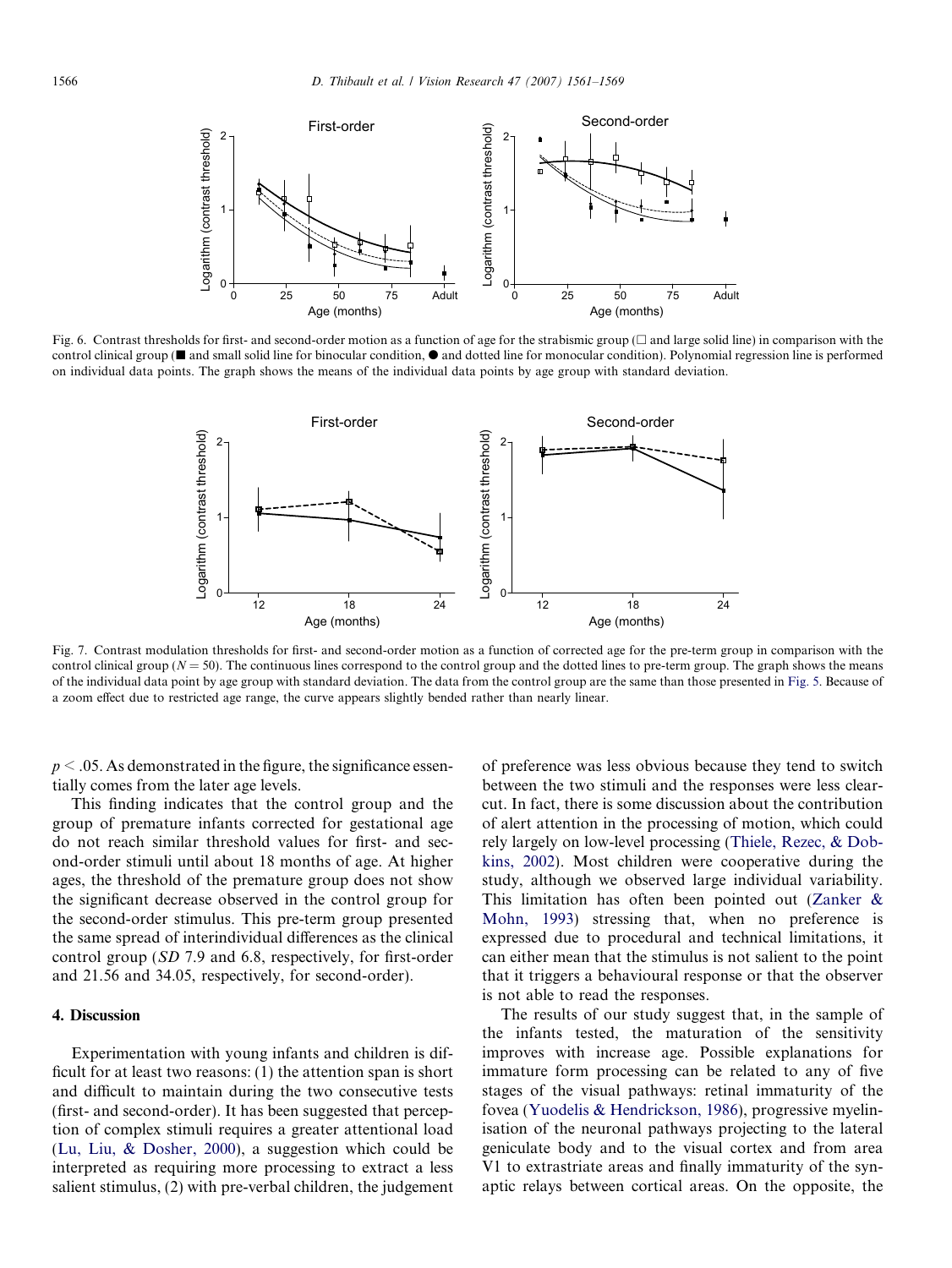Fig. 6. Contrast thresholds for first- and second-order motion as a function of age for the strabismic group (□ and large solid line) in comparison with the control clinical group (■ and small solid line for binocular condition, ● and dotted line for monocular condition). Polynomial regression line is performed on individual data points. The graph shows the means of the individual data points by age group with standard deviation.

Fig. 7. Contrast modulation thresholds for first- and second-order motion as a function of corrected age for the pre-term group in comparison with the control clinical group ($N = 50$). The continuous lines correspond to the control group and the dotted lines to pre-term group. The graph shows the means of the individual data point by age group with standard deviation. The data from the control group are the same than those presented in Fig. 5. Because of a zoom effect due to restricted age range, the curve appears slightly bended rather than nearly linear.

$p < .05$. As demonstrated in the figure, the significance essentially comes from the later age levels.

This finding indicates that the control group and the group of premature infants corrected for gestational age do not reach similar threshold values for first- and second-order stimuli until about 18 months of age. At higher ages, the threshold of the premature group does not show the significant decrease observed in the control group for the second-order stimulus. This pre-term group presented the same spread of interindividual differences as the clinical control group (*SD* 7.9 and 6.8, respectively, for first-order and 21.56 and 34.05, respectively, for second-order).

## 4. Discussion

Experimentation with young infants and children is difficult for at least two reasons: (1) the attention span is short and difficult to maintain during the two consecutive tests (first- and second-order). It has been suggested that perception of complex stimuli requires a greater attentional load (Lu, Liu, & Dosher, 2000), a suggestion which could be interpreted as requiring more processing to extract a less salient stimulus, (2) with pre-verbal children, the judgement of preference was less obvious because they tend to switch between the two stimuli and the responses were less clear-cut. In fact, there is some discussion about the contribution of alert attention in the processing of motion, which could rely largely on low-level processing (Thiele, Rezec, & Dobkins, 2002). Most children were cooperative during the study, although we observed large individual variability. This limitation has often been pointed out (Zanker & Mohn, 1993) stressing that, when no preference is expressed due to procedural and technical limitations, it can either mean that the stimulus is not salient to the point that it triggers a behavioural response or that the observer is not able to read the responses.

The results of our study suggest that, in the sample of the infants tested, the maturation of the sensitivity improves with increase age. Possible explanations for immature form processing can be related to any of five stages of the visual pathways: retinal immaturity of the fovea (Yuodelis & Hendrickson, 1986), progressive myelinisation of the neuronal pathways projecting to the lateral geniculate body and to the visual cortex and from area V1 to extrastriate areas and finally immaturity of the synaptic relays between cortical areas. On the opposite, the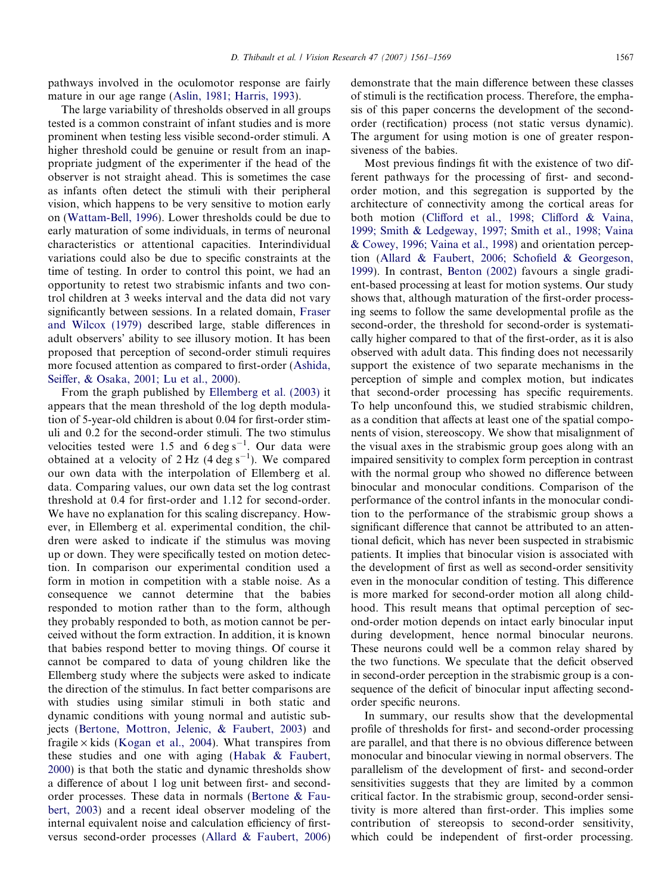pathways involved in the oculomotor response are fairly mature in our age range (Aslin, 1981; Harris, 1993).

The large variability of thresholds observed in all groups tested is a common constraint of infant studies and is more prominent when testing less visible second-order stimuli. A higher threshold could be genuine or result from an inappropriate judgment of the experimenter if the head of the observer is not straight ahead. This is sometimes the case as infants often detect the stimuli with their peripheral vision, which happens to be very sensitive to motion early on (Wattam-Bell, 1996). Lower thresholds could be due to early maturation of some individuals, in terms of neuronal characteristics or attentional capacities. Interindividual variations could also be due to specific constraints at the time of testing. In order to control this point, we had an opportunity to retest two strabismic infants and two control children at 3 weeks interval and the data did not vary significantly between sessions. In a related domain, Fraser and Wilcox (1979) described large, stable differences in adult observers' ability to see illusory motion. It has been proposed that perception of second-order stimuli requires more focused attention as compared to first-order (Ashida, Seiffer, & Osaka, 2001; Lu et al., 2000).

From the graph published by Ellemberg et al. (2003) it appears that the mean threshold of the log depth modulation of 5-year-old children is about 0.04 for first-order stimuli and 0.2 for the second-order stimuli. The two stimulus velocities tested were 1.5 and 6 deg $s^{-1}$. Our data were obtained at a velocity of 2 Hz (4 deg $s^{-1}$). We compared our own data with the interpolation of Ellemberg et al. data. Comparing values, our own data set the log contrast threshold at 0.4 for first-order and 1.12 for second-order. We have no explanation for this scaling discrepancy. However, in Ellemberg et al. experimental condition, the children were asked to indicate if the stimulus was moving up or down. They were specifically tested on motion detection. In comparison our experimental condition used a form in motion in competition with a stable noise. As a consequence we cannot determine that the babies responded to motion rather than to the form, although they probably responded to both, as motion cannot be perceived without the form extraction. In addition, it is known that babies respond better to moving things. Of course it cannot be compared to data of young children like the Ellemberg study where the subjects were asked to indicate the direction of the stimulus. In fact better comparisons are with studies using similar stimuli in both static and dynamic conditions with young normal and autistic subjects (Bertone, Mottron, Jelenic, & Faubert, 2003) and fragile × kids (Kogan et al., 2004). What transpires from these studies and one with aging (Habak & Faubert, 2000) is that both the static and dynamic thresholds show a difference of about 1 log unit between first- and second-order processes. These data in normals (Bertone & Faubert, 2003) and a recent ideal observer modeling of the internal equivalent noise and calculation efficiency of first- versus second-order processes (Allard & Faubert, 2006) demonstrate that the main difference between these classes of stimuli is the rectification process. Therefore, the emphasis of this paper concerns the development of the second-order (rectification) process (not static versus dynamic). The argument for using motion is one of greater responsiveness of the babies.

Most previous findings fit with the existence of two different pathways for the processing of first- and second-order motion, and this segregation is supported by the architecture of connectivity among the cortical areas for both motion (Clifford et al., 1998; Clifford & Vaina, 1999; Smith & Ledgeway, 1997; Smith et al., 1998; Vaina & Cowey, 1996; Vaina et al., 1998) and orientation perception (Allard & Faubert, 2006; Schofield & Georgeson, 1999). In contrast, Benton (2002) favours a single gradient-based processing at least for motion systems. Our study shows that, although maturation of the first-order processing seems to follow the same developmental profile as the second-order, the threshold for second-order is systematically higher compared to that of the first-order, as it is also observed with adult data. This finding does not necessarily support the existence of two separate mechanisms in the perception of simple and complex motion, but indicates that second-order processing has specific requirements. To help unconfound this, we studied strabismic children, as a condition that affects at least one of the spatial components of vision, stereoscopy. We show that misalignment of the visual axes in the strabismic group goes along with an impaired sensitivity to complex form perception in contrast with the normal group who showed no difference between binocular and monocular conditions. Comparison of the performance of the control infants in the monocular condition to the performance of the strabismic group shows a significant difference that cannot be attributed to an attentional deficit, which has never been suspected in strabismic patients. It implies that binocular vision is associated with the development of first as well as second-order sensitivity even in the monocular condition of testing. This difference is more marked for second-order motion all along childhood. This result means that optimal perception of second-order motion depends on intact early binocular input during development, hence normal binocular neurons. These neurons could well be a common relay shared by the two functions. We speculate that the deficit observed in second-order perception in the strabismic group is a consequence of the deficit of binocular input affecting second-order specific neurons.

In summary, our results show that the developmental profile of thresholds for first- and second-order processing are parallel, and that there is no obvious difference between monocular and binocular viewing in normal observers. The parallelism of the development of first- and second-order sensitivities suggests that they are limited by a common critical factor. In the strabismic group, second-order sensitivity is more altered than first-order. This implies some contribution of stereopsis to second-order sensitivity, which could be independent of first-order processing.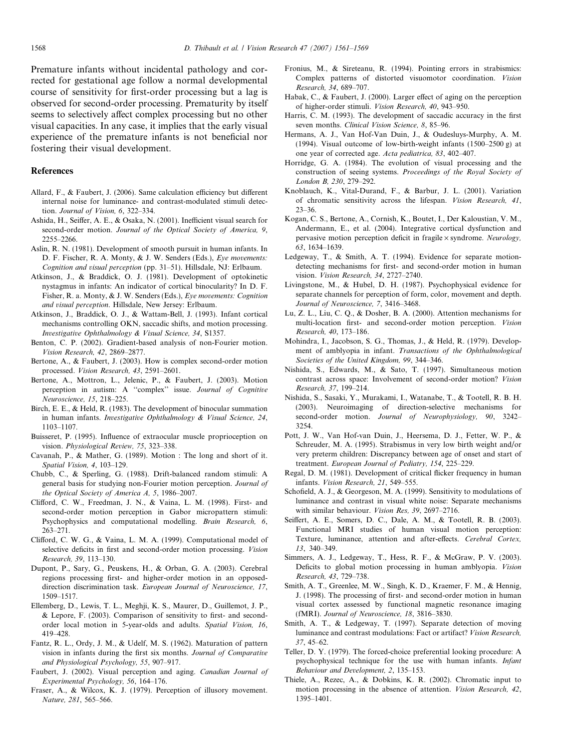Premature infants without incidental pathology and corrected for gestational age follow a normal developmental course of sensitivity for first-order processing but a lag is observed for second-order processing. Prematurity by itself seems to selectively affect complex processing but no other visual capacities. In any case, it implies that the early visual experience of the premature infants is not beneficial nor fostering their visual development.

## References

Allard, F., & Faubert, J. (2006). Same calculation efficiency but different internal noise for luminance- and contrast-modulated stimuli detection. *Journal of Vision, 6*, 322–334.

Ashida, H., Seiffer, A. E., & Osaka, N. (2001). Inefficient visual search for second-order motion. *Journal of the Optical Society of America, 9*, 2255–2266.

Aslin, R. N. (1981). Development of smooth pursuit in human infants. In D. F. Fischer, R. A. Monty, & J. W. Senders (Eds.), *Eye movements: Cognition and visual perception* (pp. 31–51). Hillsdale, NJ: Erlbaum.

Atkinson, J., & Braddick, O. J. (1981). Development of optokinetic nystagmus in infants: An indicator of cortical binocularity? In D. F. Fisher, R. a. Monty, & J. W. Senders (Eds.), *Eye movements: Cognition and visual perception*. Hillsdale, New Jersey: Erlbaum.

Atkinson, J., Braddick, O. J., & Wattam-Bell, J. (1993). Infant cortical mechanisms controlling OKN, saccadic shifts, and motion processing. *Investigative Ophthalmology & Visual Science, 34*, S1357.

Benton, C. P. (2002). Gradient-based analysis of non-Fourier motion. *Vision Research, 42*, 2869–2877.

Bertone, A., & Faubert, J. (2003). How is complex second-order motion processed. *Vision Research, 43*, 2591–2601.

Bertone, A., Mottron, L., Jelenic, P., & Faubert, J. (2003). Motion perception in autism: A ''complex'' issue. *Journal of Cognitive Neuroscience, 15*, 218–225.

Birch, E. E., & Held, R. (1983). The development of binocular summation in human infants. *Investigative Ophthalmology & Visual Science, 24*, 1103–1107.

Buisseret, P. (1995). Influence of extraocular muscle proprioception on vision. *Physiological Review, 75*, 323–338.

Cavanah, P., & Mather, G. (1989). Motion : The long and short of it. *Spatial Vision, 4*, 103–129.

Chubb, C., & Sperling, G. (1988). Drift-balanced random stimuli: A general basis for studying non-Fourier motion perception. *Journal of the Optical Society of America A, 5*, 1986–2007.

Clifford, C. W., Freedman, J. N., & Vaina, L. M. (1998). First- and second-order motion perception in Gabor micropattern stimuli: Psychophysics and computational modelling. *Brain Research, 6*, 263–271.

Clifford, C. W. G., & Vaina, L. M. A. (1999). Computational model of selective deficits in first and second-order motion processing. *Vision Research, 39*, 113–130.

Dupont, P., Sary, G., Peuskens, H., & Orban, G. A. (2003). Cerebral regions processing first- and higher-order motion in an opposed-direction discrimination task. *European Journal of Neuroscience, 17*, 1509–1517.

Ellemberg, D., Lewis, T. L., Meghji, K. S., Maurer, D., Guillemot, J. P., & Lepore, F. (2003). Comparison of sensitivity to first- and second-order local motion in 5-year-olds and adults. *Spatial Vision, 16*, 419–428.

Fantz, R. L., Ordy, J. M., & Udelf, M. S. (1962). Maturation of pattern vision in infants during the first six months. *Journal of Comparative and Physiological Psychology, 55*, 907–917.

Faubert, J. (2002). Visual perception and aging. *Canadian Journal of Experimental Psychology, 56*, 164–176.

Fraser, A., & Wilcox, K. J. (1979). Perception of illusory movement. *Nature, 281*, 565–566.

Fronius, M., & Sireteanu, R. (1994). Pointing errors in strabismics: Complex patterns of distorted visuomotor coordination. *Vision Research, 34*, 689–707.

Habak, C., & Faubert, J. (2000). Larger effect of aging on the perception of higher-order stimuli. *Vision Research, 40*, 943–950.

Harris, C. M. (1993). The development of saccadic accuracy in the first seven months. *Clinical Vision Science, 8*, 85–96.

Hermans, A. J., Van Hof-Van Duin, J., & Oudesluys-Murphy, A. M. (1994). Visual outcome of low-birth-weight infants (1500–2500 g) at one year of corrected age. *Acta pediatrica, 83*, 402–407.

Horridge, G. A. (1984). The evolution of visual processing and the construction of seeing systems. *Proceedings of the Royal Society of London B, 230*, 279–292.

Knoblauch, K., Vital-Durand, F., & Barbur, J. L. (2001). Variation of chromatic sensitivity across the lifespan. *Vision Research, 41*, 23–36.

Kogan, C. S., Bertone, A., Cornish, K., Boutet, I., Der Kaloustian, V. M., Andermann, E., et al. (2004). Integrative cortical dysfunction and pervasive motion perception deficit in fragile × syndrome. *Neurology, 63*, 1634–1639.

Ledgeway, T., & Smith, A. T. (1994). Evidence for separate motion-detecting mechanisms for first- and second-order motion in human vision. *Vision Research, 34*, 2727–2740.

Livingstone, M., & Hubel, D. H. (1987). Psychophysical evidence for separate channels for perception of form, color, movement and depth. *Journal of Neuroscience, 7*, 3416–3468.

Lu, Z. L., Liu, C. Q., & Dosher, B. A. (2000). Attention mechanisms for multi-location first- and second-order motion perception. *Vision Research, 40*, 173–186.

Mohindra, I., Jacobson, S. G., Thomas, J., & Held, R. (1979). Development of amblyopia in infant. *Transactions of the Ophthalmological Societies of the United Kingdom, 99*, 344–346.

Nishida, S., Edwards, M., & Sato, T. (1997). Simultaneous motion contrast across space: Involvement of second-order motion? *Vision Research, 37*, 199–214.

Nishida, S., Sasaki, Y., Murakami, I., Watanabe, T., & Tootell, R. B. H. (2003). Neuroimaging of direction-selective mechanisms for second-order motion. *Journal of Neurophysiology, 90*, 3242–3254.

Pott, J. W., Van Hof-van Duin, J., Heersema, D. J., Fetter, W. P., & Schreuder, M. A. (1995). Strabismus in very low birth weight and/or very preterm children: Discrepancy between age of onset and start of treatment. *European Journal of Pediatry, 154*, 225–229.

Regal, D. M. (1981). Development of critical flicker frequency in human infants. *Vision Research, 21*, 549–555.

Schofield, A. J., & Georgeson, M. A. (1999). Sensitivity to modulations of luminance and contrast in visual white noise: Separate mechanisms with similar behaviour. *Vision Res, 39*, 2697–2716.

Seiffert, A. E., Somers, D. C., Dale, A. M., & Tootell, R. B. (2003). Functional MRI studies of human visual motion perception: Texture, luminance, attention and after-effects. *Cerebral Cortex, 13*, 340–349.

Simmers, A. J., Ledgeway, T., Hess, R. F., & McGraw, P. V. (2003). Deficits to global motion processing in human amblyopia. *Vision Research, 43*, 729–738.

Smith, A. T., Greenlee, M. W., Singh, K. D., Kraemer, F. M., & Hennig, J. (1998). The processing of first- and second-order motion in human visual cortex assessed by functional magnetic resonance imaging (fMRI). *Journal of Neuroscience, 18*, 3816–3830.

Smith, A. T., & Ledgeway, T. (1997). Separate detection of moving luminance and contrast modulations: Fact or artifact? *Vision Research, 37*, 45–62.

Teller, D. Y. (1979). The forced-choice preferential looking procedure: A psychophysical technique for the use with human infants. *Infant Behaviour and Development, 2*, 135–153.

Thiele, A., Rezec, A., & Dobkins, K. R. (2002). Chromatic input to motion processing in the absence of attention. *Vision Research, 42*, 1395–1401.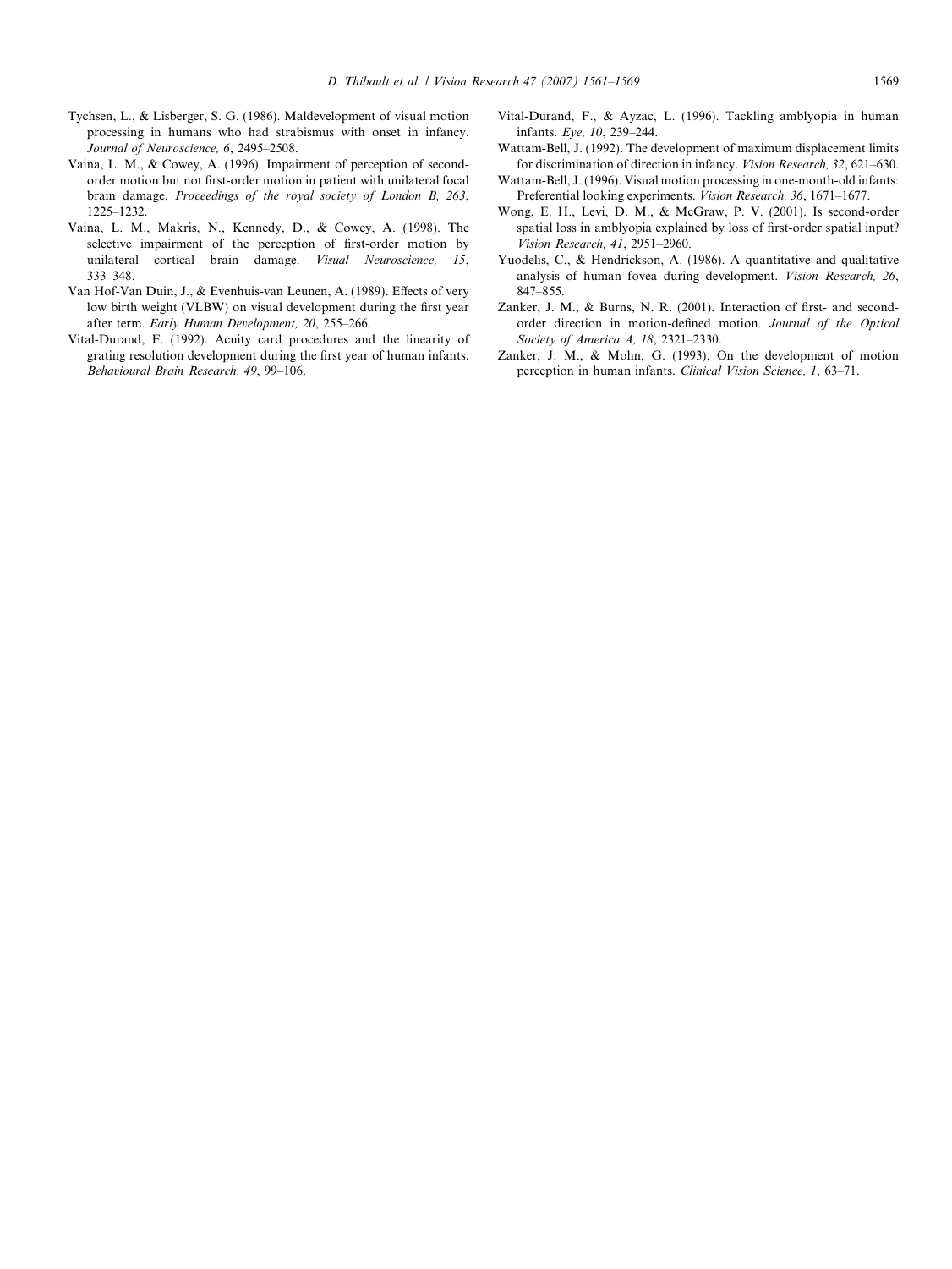Tychsen, L., & Lisberger, S. G. (1986). Maldevelopment of visual motion processing in humans who had strabismus with onset in infancy. *Journal of Neuroscience, 6*, 2495–2508.

Vaina, L. M., & Cowey, A. (1996). Impairment of perception of second-order motion but not first-order motion in patient with unilateral focal brain damage. *Proceedings of the royal society of London B, 263*, 1225–1232.

Vaina, L. M., Makris, N., Kennedy, D., & Cowey, A. (1998). The selective impairment of the perception of first-order motion by unilateral cortical brain damage. *Visual Neuroscience, 15*, 333–348.

Van Hof-Van Duin, J., & Evenhuis-van Leunen, A. (1989). Effects of very low birth weight (VLBW) on visual development during the first year after term. *Early Human Development, 20*, 255–266.

Vital-Durand, F. (1992). Acuity card procedures and the linearity of grating resolution development during the first year of human infants. *Behavioural Brain Research, 49*, 99–106.

Vital-Durand, F., & Ayzac, L. (1996). Tackling amblyopia in human infants. *Eye, 10*, 239–244.

Wattam-Bell, J. (1992). The development of maximum displacement limits for discrimination of direction in infancy. *Vision Research, 32*, 621–630.

Wattam-Bell, J. (1996). Visual motion processing in one-month-old infants: Preferential looking experiments. *Vision Research, 36*, 1671–1677.

Wong, E. H., Levi, D. M., & McGraw, P. V. (2001). Is second-order spatial loss in amblyopia explained by loss of first-order spatial input? *Vision Research, 41*, 2951–2960.

Yuodelis, C., & Hendrickson, A. (1986). A quantitative and qualitative analysis of human fovea during development. *Vision Research, 26*, 847–855.

Zanker, J. M., & Burns, N. R. (2001). Interaction of first- and second-order direction in motion-defined motion. *Journal of the Optical Society of America A, 18*, 2321–2330.

Zanker, J. M., & Mohn, G. (1993). On the development of motion perception in human infants. *Clinical Vision Science, 1*, 63–71.